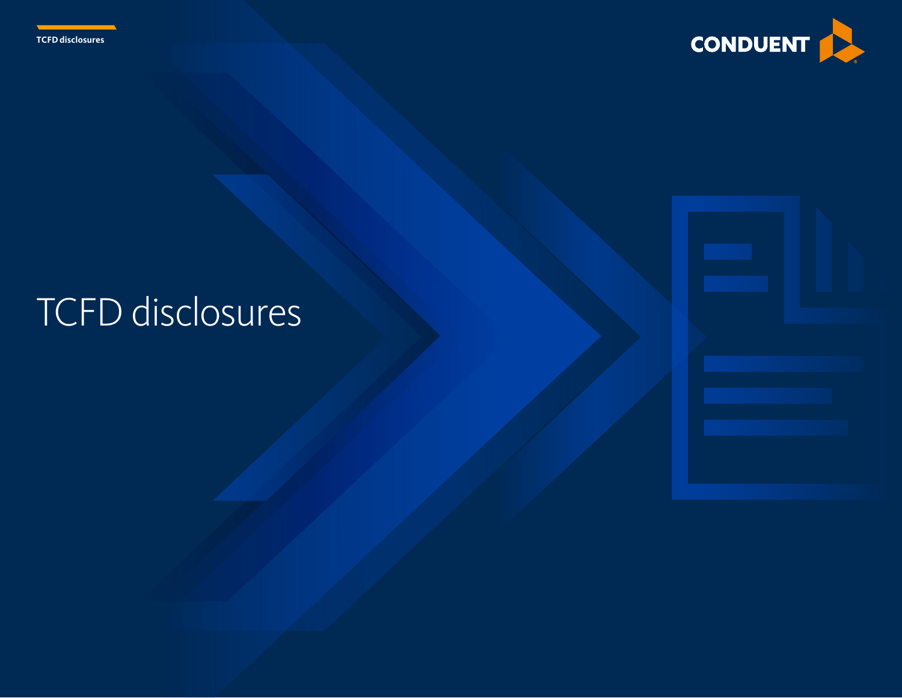# TCFD disclosures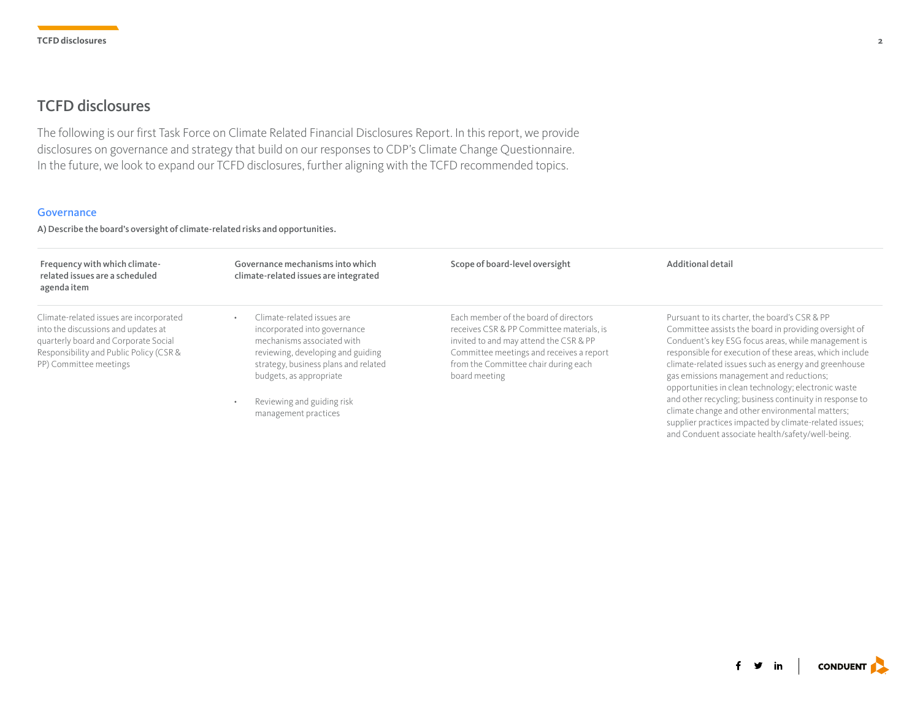# TCFD disclosures

The following is our first Task Force on Climate Related Financial Disclosures Report. In this report, we provide disclosures on governance and strategy that build on our responses to CDP's Climate Change Questionnaire. In the future, we look to expand our TCFD disclosures, further aligning with the TCFD recommended topics.

## Governance

**A) Describe the board's oversight of climate-related risks and opportunities.**

| Frequency with which climate-related issues are a scheduled agenda item | Governance mechanisms into which climate-related issues are integrated | Scope of board-level oversight | Additional detail |
|---|---|---|---|
| Climate-related issues are incorporated into the discussions and updates at quarterly board and Corporate Social Responsibility and Public Policy (CSR & PP) Committee meetings | • Climate-related issues are incorporated into governance mechanisms associated with reviewing, developing and guiding strategy, business plans and related budgets, as appropriate<br>• Reviewing and guiding risk management practices | Each member of the board of directors receives CSR & PP Committee materials, is invited to and may attend the CSR & PP Committee meetings and receives a report from the Committee chair during each board meeting | Pursuant to its charter, the board's CSR & PP Committee assists the board in providing oversight of Conduent's key ESG focus areas, while management is responsible for execution of these areas, which include climate-related issues such as energy and greenhouse gas emissions management and reductions; opportunities in clean technology; electronic waste and other recycling; business continuity in response to climate change and other environmental matters; supplier practices impacted by climate-related issues; and Conduent associate health/safety/well-being. |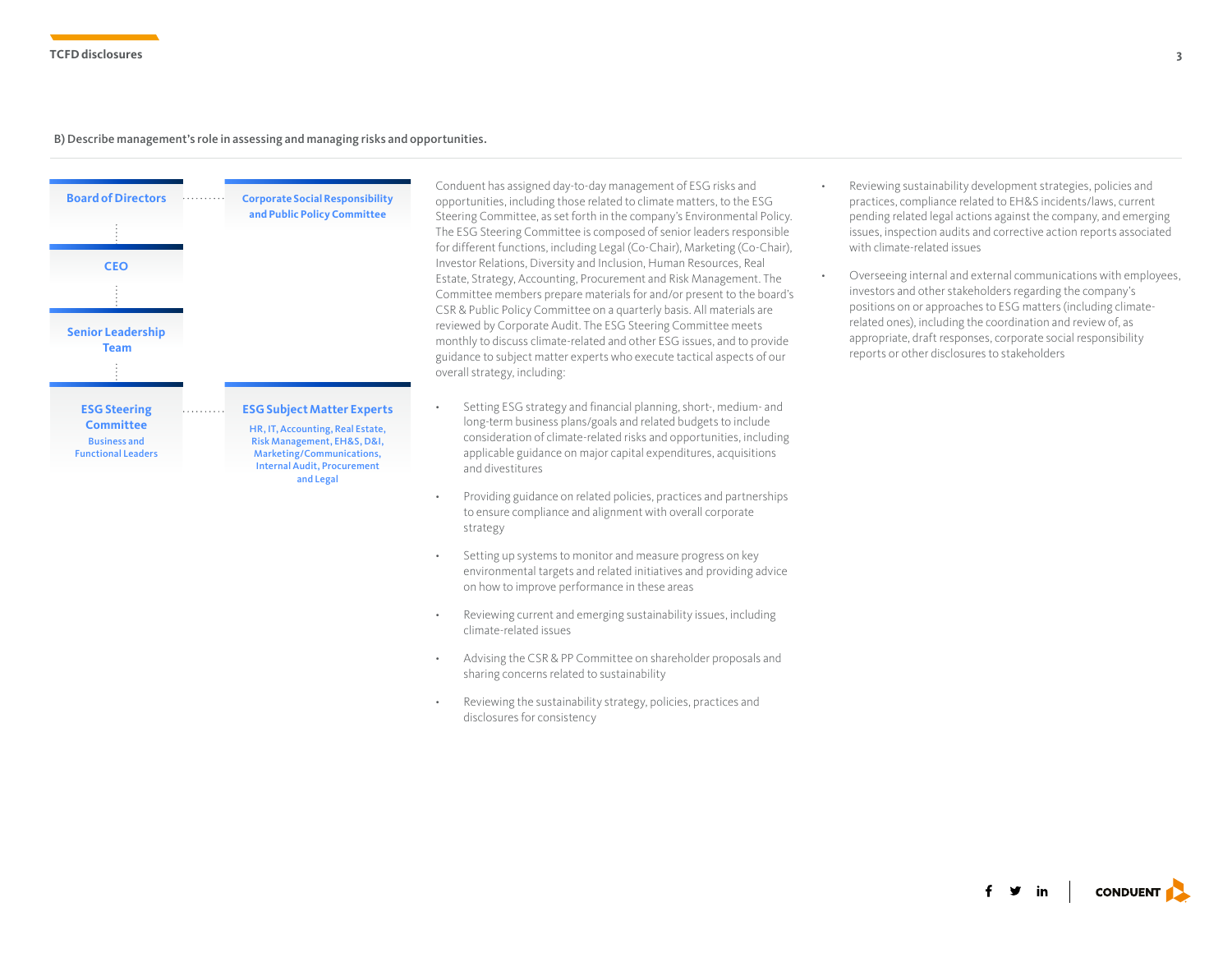### B) Describe management's role in assessing and managing risks and opportunities.

**Board of Directors** ········ **Corporate Social Responsibility and Public Policy Committee**

**CEO**

**Senior Leadership Team**

**ESG Steering Committee**
Business and Functional Leaders
········
**ESG Subject Matter Experts**
HR, IT, Accounting, Real Estate, Risk Management, EH&S, D&I, Marketing/Communications, Internal Audit, Procurement and Legal

Conduent has assigned day-to-day management of ESG risks and opportunities, including those related to climate matters, to the ESG Steering Committee, as set forth in the company's Environmental Policy. The ESG Steering Committee is composed of senior leaders responsible for different functions, including Legal (Co-Chair), Marketing (Co-Chair), Investor Relations, Diversity and Inclusion, Human Resources, Real Estate, Strategy, Accounting, Procurement and Risk Management. The Committee members prepare materials for and/or present to the board's CSR & Public Policy Committee on a quarterly basis. All materials are reviewed by Corporate Audit. The ESG Steering Committee meets monthly to discuss climate-related and other ESG issues, and to provide guidance to subject matter experts who execute tactical aspects of our overall strategy, including:

- Setting ESG strategy and financial planning, short-, medium- and long-term business plans/goals and related budgets to include consideration of climate-related risks and opportunities, including applicable guidance on major capital expenditures, acquisitions and divestitures
- Providing guidance on related policies, practices and partnerships to ensure compliance and alignment with overall corporate strategy
- Setting up systems to monitor and measure progress on key environmental targets and related initiatives and providing advice on how to improve performance in these areas
- Reviewing current and emerging sustainability issues, including climate-related issues
- Advising the CSR & PP Committee on shareholder proposals and sharing concerns related to sustainability
- Reviewing the sustainability strategy, policies, practices and disclosures for consistency
- Reviewing sustainability development strategies, policies and practices, compliance related to EH&S incidents/laws, current pending related legal actions against the company, and emerging issues, inspection audits and corrective action reports associated with climate-related issues
- Overseeing internal and external communications with employees, investors and other stakeholders regarding the company's positions on or approaches to ESG matters (including climate-related ones), including the coordination and review of, as appropriate, draft responses, corporate social responsibility reports or other disclosures to stakeholders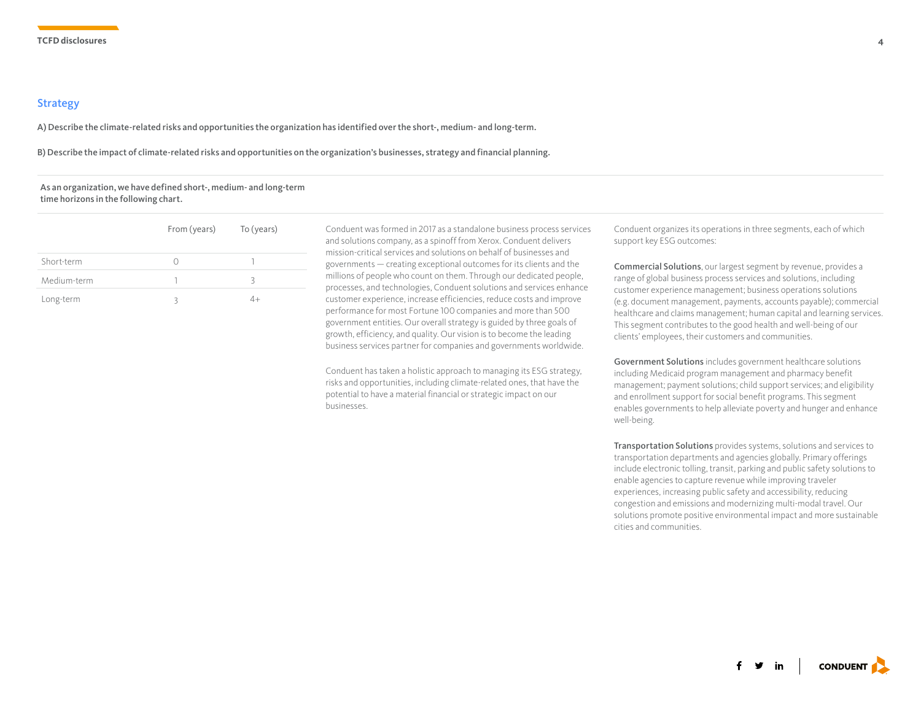## Strategy

**A) Describe the climate-related risks and opportunities the organization has identified over the short-, medium- and long-term.**

**B) Describe the impact of climate-related risks and opportunities on the organization's businesses, strategy and financial planning.**

**As an organization, we have defined short-, medium- and long-term time horizons in the following chart.**

| | From (years) | To (years) |
|---|---|---|
| Short-term | 0 | 1 |
| Medium-term | 1 | 3 |
| Long-term | 3 | 4+ |

Conduent was formed in 2017 as a standalone business process services and solutions company, as a spinoff from Xerox. Conduent delivers mission-critical services and solutions on behalf of businesses and governments — creating exceptional outcomes for its clients and the millions of people who count on them. Through our dedicated people, processes, and technologies, Conduent solutions and services enhance customer experience, increase efficiencies, reduce costs and improve performance for most Fortune 100 companies and more than 500 government entities. Our overall strategy is guided by three goals of growth, efficiency, and quality. Our vision is to become the leading business services partner for companies and governments worldwide.

Conduent has taken a holistic approach to managing its ESG strategy, risks and opportunities, including climate-related ones, that have the potential to have a material financial or strategic impact on our businesses.

Conduent organizes its operations in three segments, each of which support key ESG outcomes:

**Commercial Solutions**, our largest segment by revenue, provides a range of global business process services and solutions, including customer experience management; business operations solutions (e.g. document management, payments, accounts payable); commercial healthcare and claims management; human capital and learning services. This segment contributes to the good health and well-being of our clients' employees, their customers and communities.

**Government Solutions** includes government healthcare solutions including Medicaid program management and pharmacy benefit management; payment solutions; child support services; and eligibility and enrollment support for social benefit programs. This segment enables governments to help alleviate poverty and hunger and enhance well-being.

**Transportation Solutions** provides systems, solutions and services to transportation departments and agencies globally. Primary offerings include electronic tolling, transit, parking and public safety solutions to enable agencies to capture revenue while improving traveler experiences, increasing public safety and accessibility, reducing congestion and emissions and modernizing multi-modal travel. Our solutions promote positive environmental impact and more sustainable cities and communities.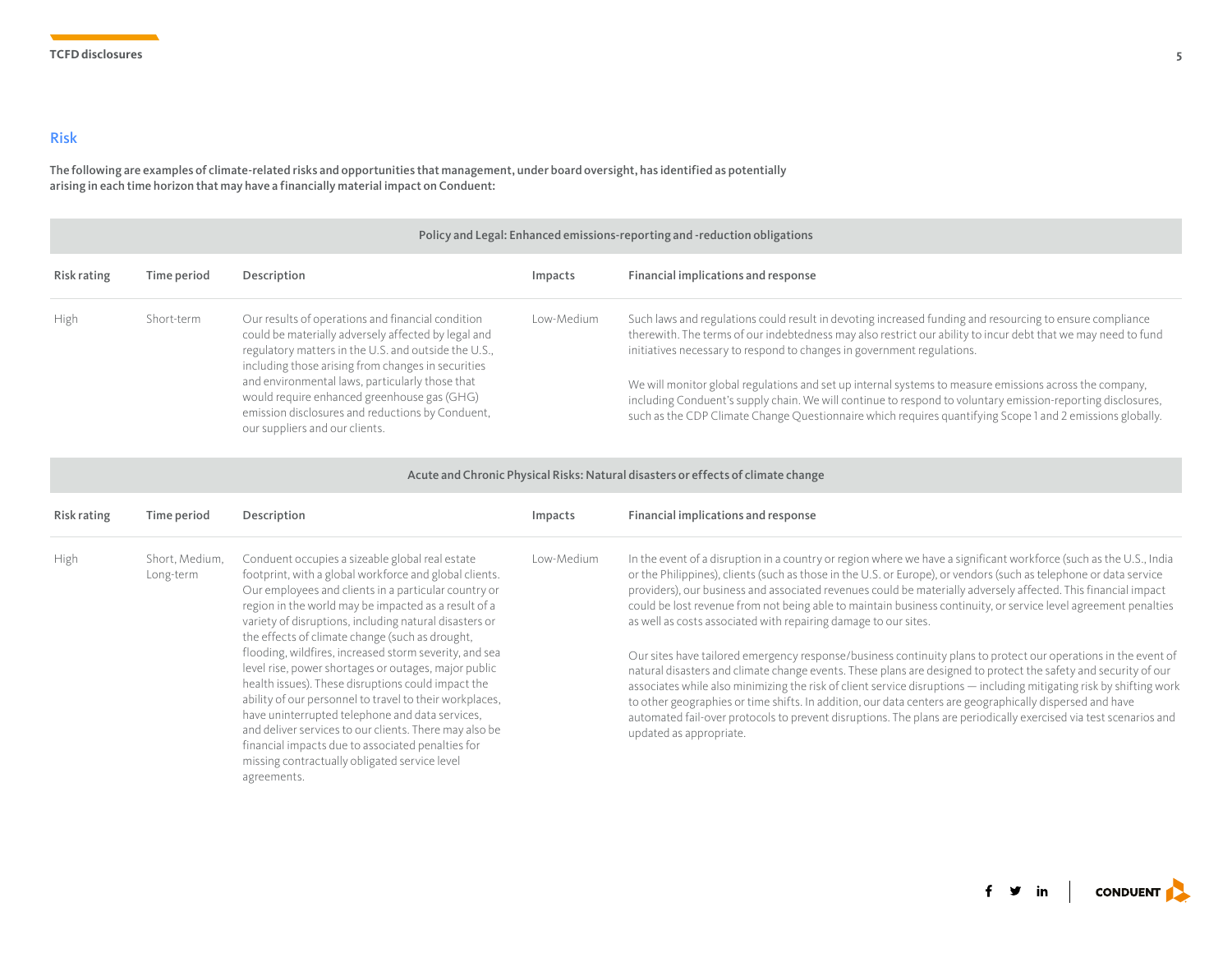## Risk

**The following are examples of climate-related risks and opportunities that management, under board oversight, has identified as potentially arising in each time horizon that may have a financially material impact on Conduent:**

| Policy and Legal: Enhanced emissions-reporting and -reduction obligations | | | | |
|---|---|---|---|---|
| **Risk rating** | **Time period** | **Description** | **Impacts** | **Financial implications and response** |
| High | Short-term | Our results of operations and financial condition could be materially adversely affected by legal and regulatory matters in the U.S. and outside the U.S., including those arising from changes in securities and environmental laws, particularly those that would require enhanced greenhouse gas (GHG) emission disclosures and reductions by Conduent, our suppliers and our clients. | Low-Medium | Such laws and regulations could result in devoting increased funding and resourcing to ensure compliance therewith. The terms of our indebtedness may also restrict our ability to incur debt that we may need to fund initiatives necessary to respond to changes in government regulations.<br><br>We will monitor global regulations and set up internal systems to measure emissions across the company, including Conduent's supply chain. We will continue to respond to voluntary emission-reporting disclosures, such as the CDP Climate Change Questionnaire which requires quantifying Scope 1 and 2 emissions globally. |

| Acute and Chronic Physical Risks: Natural disasters or effects of climate change | | | | |
|---|---|---|---|---|
| **Risk rating** | **Time period** | **Description** | **Impacts** | **Financial implications and response** |
| High | Short, Medium, Long-term | Conduent occupies a sizeable global real estate footprint, with a global workforce and global clients. Our employees and clients in a particular country or region in the world may be impacted as a result of a variety of disruptions, including natural disasters or the effects of climate change (such as drought, flooding, wildfires, increased storm severity, and sea level rise, power shortages or outages, major public health issues). These disruptions could impact the ability of our personnel to travel to their workplaces, have uninterrupted telephone and data services, and deliver services to our clients. There may also be financial impacts due to associated penalties for missing contractually obligated service level agreements. | Low-Medium | In the event of a disruption in a country or region where we have a significant workforce (such as the U.S., India or the Philippines), clients (such as those in the U.S. or Europe), or vendors (such as telephone or data service providers), our business and associated revenues could be materially adversely affected. This financial impact could be lost revenue from not being able to maintain business continuity, or service level agreement penalties as well as costs associated with repairing damage to our sites.<br><br>Our sites have tailored emergency response/business continuity plans to protect our operations in the event of natural disasters and climate change events. These plans are designed to protect the safety and security of our associates while also minimizing the risk of client service disruptions — including mitigating risk by shifting work to other geographies or time shifts. In addition, our data centers are geographically dispersed and have automated fail-over protocols to prevent disruptions. The plans are periodically exercised via test scenarios and updated as appropriate. |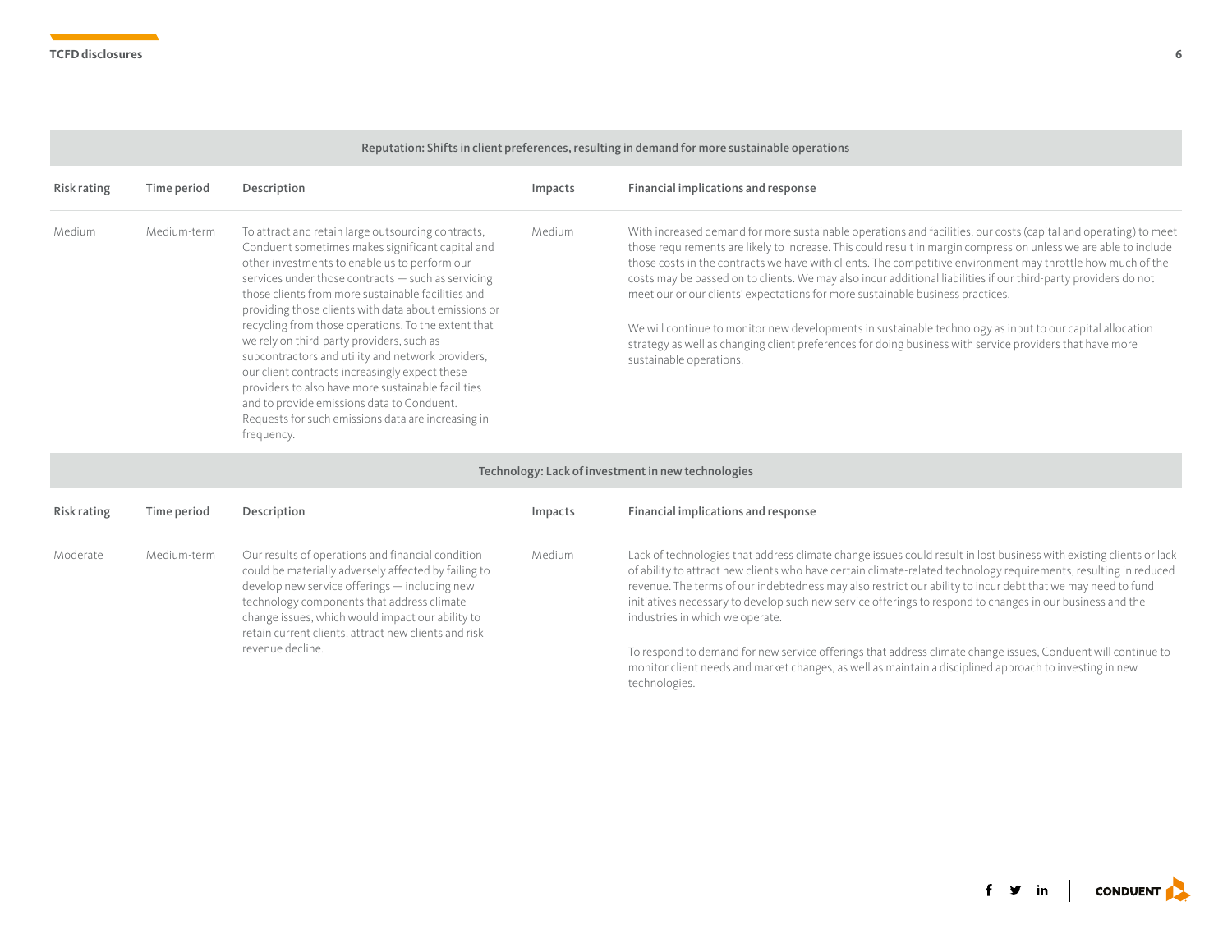### Reputation: Shifts in client preferences, resulting in demand for more sustainable operations

| Risk rating | Time period | Description | Impacts | Financial implications and response |
| --- | --- | --- | --- | --- |
| Medium | Medium-term | To attract and retain large outsourcing contracts, Conduent sometimes makes significant capital and other investments to enable us to perform our services under those contracts — such as servicing those clients from more sustainable facilities and providing those clients with data about emissions or recycling from those operations. To the extent that we rely on third-party providers, such as subcontractors and utility and network providers, our client contracts increasingly expect these providers to also have more sustainable facilities and to provide emissions data to Conduent. Requests for such emissions data are increasing in frequency. | Medium | With increased demand for more sustainable operations and facilities, our costs (capital and operating) to meet those requirements are likely to increase. This could result in margin compression unless we are able to include those costs in the contracts we have with clients. The competitive environment may throttle how much of the costs may be passed on to clients. We may also incur additional liabilities if our third-party providers do not meet our or our clients' expectations for more sustainable business practices.<br><br>We will continue to monitor new developments in sustainable technology as input to our capital allocation strategy as well as changing client preferences for doing business with service providers that have more sustainable operations. |

### Technology: Lack of investment in new technologies

| Risk rating | Time period | Description | Impacts | Financial implications and response |
| --- | --- | --- | --- | --- |
| Moderate | Medium-term | Our results of operations and financial condition could be materially adversely affected by failing to develop new service offerings — including new technology components that address climate change issues, which would impact our ability to retain current clients, attract new clients and risk revenue decline. | Medium | Lack of technologies that address climate change issues could result in lost business with existing clients or lack of ability to attract new clients who have certain climate-related technology requirements, resulting in reduced revenue. The terms of our indebtedness may also restrict our ability to incur debt that we may need to fund initiatives necessary to develop such new service offerings to respond to changes in our business and the industries in which we operate.<br><br>To respond to demand for new service offerings that address climate change issues, Conduent will continue to monitor client needs and market changes, as well as maintain a disciplined approach to investing in new technologies. |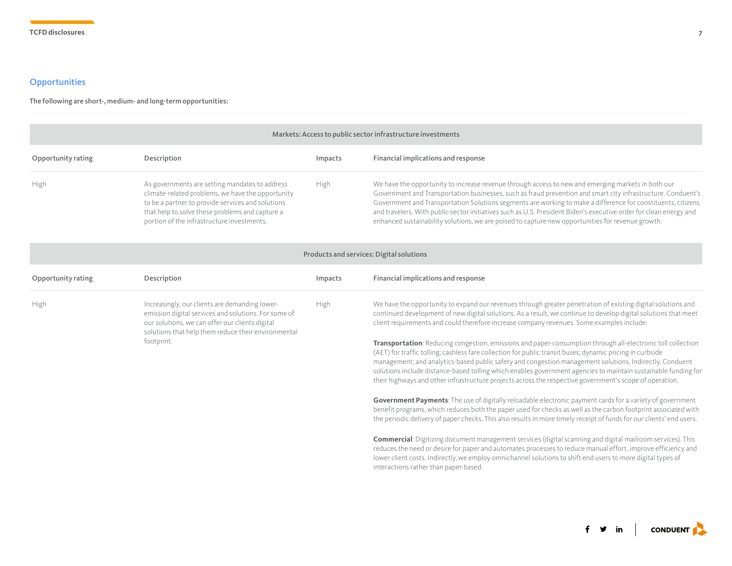## Opportunities

**The following are short-, medium- and long-term opportunities:**

| Markets: Access to public sector infrastructure investments | | | |
|---|---|---|---|
| **Opportunity rating** | **Description** | **Impacts** | **Financial implications and response** |
| High | As governments are setting mandates to address climate-related problems, we have the opportunity to be a partner to provide services and solutions that help to solve these problems and capture a portion of the infrastructure investments. | High | We have the opportunity to increase revenue through access to new and emerging markets in both our Government and Transportation businesses, such as fraud prevention and smart city infrastructure. Conduent's Government and Transportation Solutions segments are working to make a difference for constituents, citizens and travelers. With public-sector initiatives such as U.S. President Biden's executive order for clean energy and enhanced sustainability solutions, we are poised to capture new opportunities for revenue growth. |

| Products and services: Digital solutions | | | |
|---|---|---|---|
| **Opportunity rating** | **Description** | **Impacts** | **Financial implications and response** |
| High | Increasingly, our clients are demanding lower-emission digital services and solutions. For some of our solutions, we can offer our clients digital solutions that help them reduce their environmental footprint. | High | We have the opportunity to expand our revenues through greater penetration of existing digital solutions and continued development of new digital solutions. As a result, we continue to develop digital solutions that meet client requirements and could therefore increase company revenues. Some examples include:<br><br>**Transportation**: Reducing congestion, emissions and paper-consumption through all-electronic toll collection (AET) for traffic tolling; cashless fare collection for public transit buses; dynamic pricing in curbside management; and analytics-based public safety and congestion management solutions. Indirectly, Conduent solutions include distance-based tolling which enables government agencies to maintain sustainable funding for their highways and other infrastructure projects across the respective government's scope of operation.<br><br>**Government Payments**: The use of digitally reloadable electronic payment cards for a variety of government benefit programs, which reduces both the paper used for checks as well as the carbon footprint associated with the periodic delivery of paper checks. This also results in more timely receipt of funds for our clients' end users.<br><br>**Commercial**: Digitizing document management services (digital scanning and digital mailroom services). This reduces the need or desire for paper and automates processes to reduce manual effort, improve efficiency and lower client costs. Indirectly, we employ omnichannel solutions to shift end users to more digital types of interactions rather than paper-based. |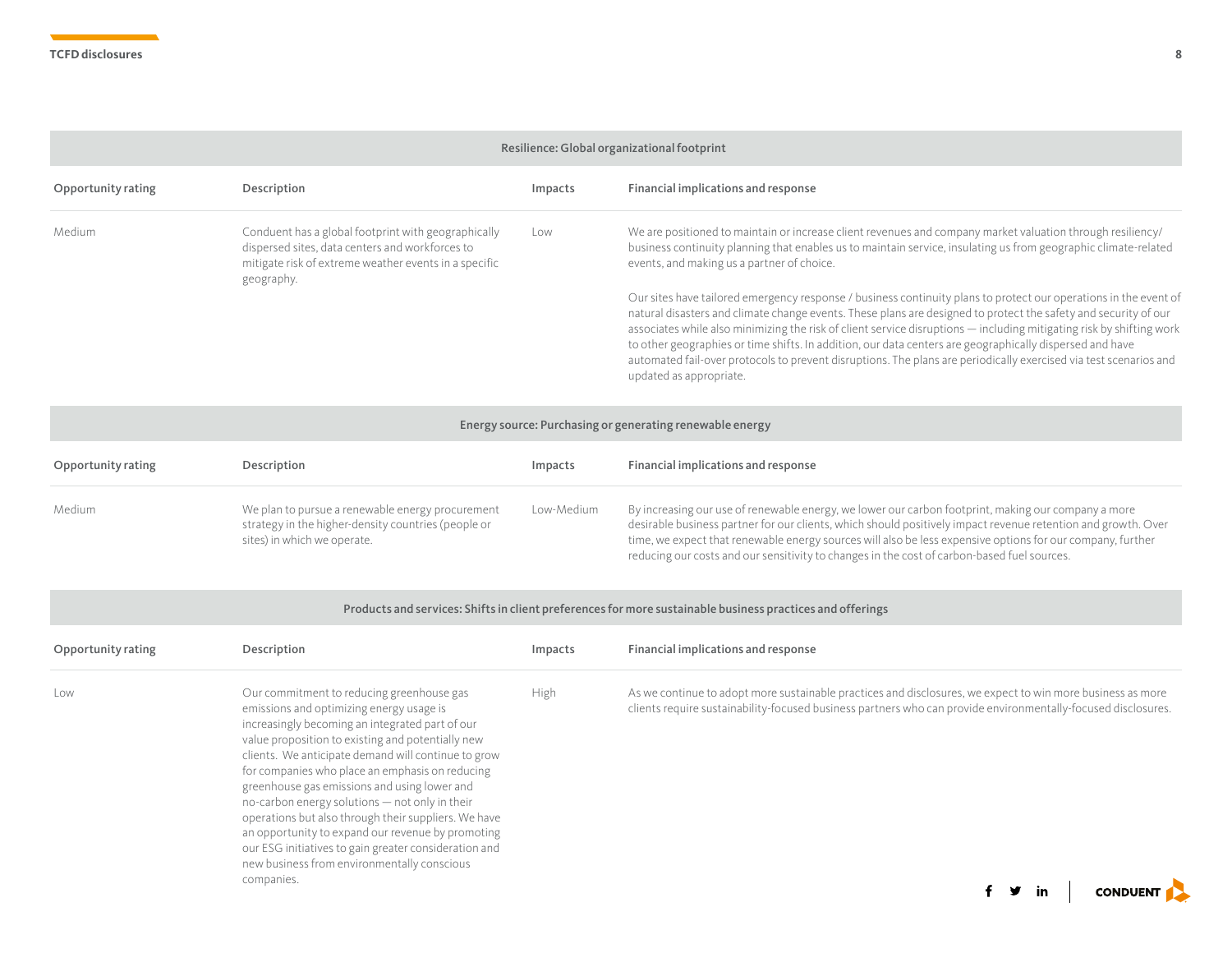| Resilience: Global organizational footprint | | | |
|---|---|---|---|
| **Opportunity rating** | **Description** | **Impacts** | **Financial implications and response** |
| Medium | Conduent has a global footprint with geographically dispersed sites, data centers and workforces to mitigate risk of extreme weather events in a specific geography. | Low | We are positioned to maintain or increase client revenues and company market valuation through resiliency/ business continuity planning that enables us to maintain service, insulating us from geographic climate-related events, and making us a partner of choice.<br><br>Our sites have tailored emergency response / business continuity plans to protect our operations in the event of natural disasters and climate change events. These plans are designed to protect the safety and security of our associates while also minimizing the risk of client service disruptions — including mitigating risk by shifting work to other geographies or time shifts. In addition, our data centers are geographically dispersed and have automated fail-over protocols to prevent disruptions. The plans are periodically exercised via test scenarios and updated as appropriate. |

| Energy source: Purchasing or generating renewable energy | | | |
|---|---|---|---|
| **Opportunity rating** | **Description** | **Impacts** | **Financial implications and response** |
| Medium | We plan to pursue a renewable energy procurement strategy in the higher-density countries (people or sites) in which we operate. | Low-Medium | By increasing our use of renewable energy, we lower our carbon footprint, making our company a more desirable business partner for our clients, which should positively impact revenue retention and growth. Over time, we expect that renewable energy sources will also be less expensive options for our company, further reducing our costs and our sensitivity to changes in the cost of carbon-based fuel sources. |

| Products and services: Shifts in client preferences for more sustainable business practices and offerings | | | |
|---|---|---|---|
| **Opportunity rating** | **Description** | **Impacts** | **Financial implications and response** |
| Low | Our commitment to reducing greenhouse gas emissions and optimizing energy usage is increasingly becoming an integrated part of our value proposition to existing and potentially new clients. We anticipate demand will continue to grow for companies who place an emphasis on reducing greenhouse gas emissions and using lower and no-carbon energy solutions — not only in their operations but also through their suppliers. We have an opportunity to expand our revenue by promoting our ESG initiatives to gain greater consideration and new business from environmentally conscious companies. | High | As we continue to adopt more sustainable practices and disclosures, we expect to win more business as more clients require sustainability-focused business partners who can provide environmentally-focused disclosures. |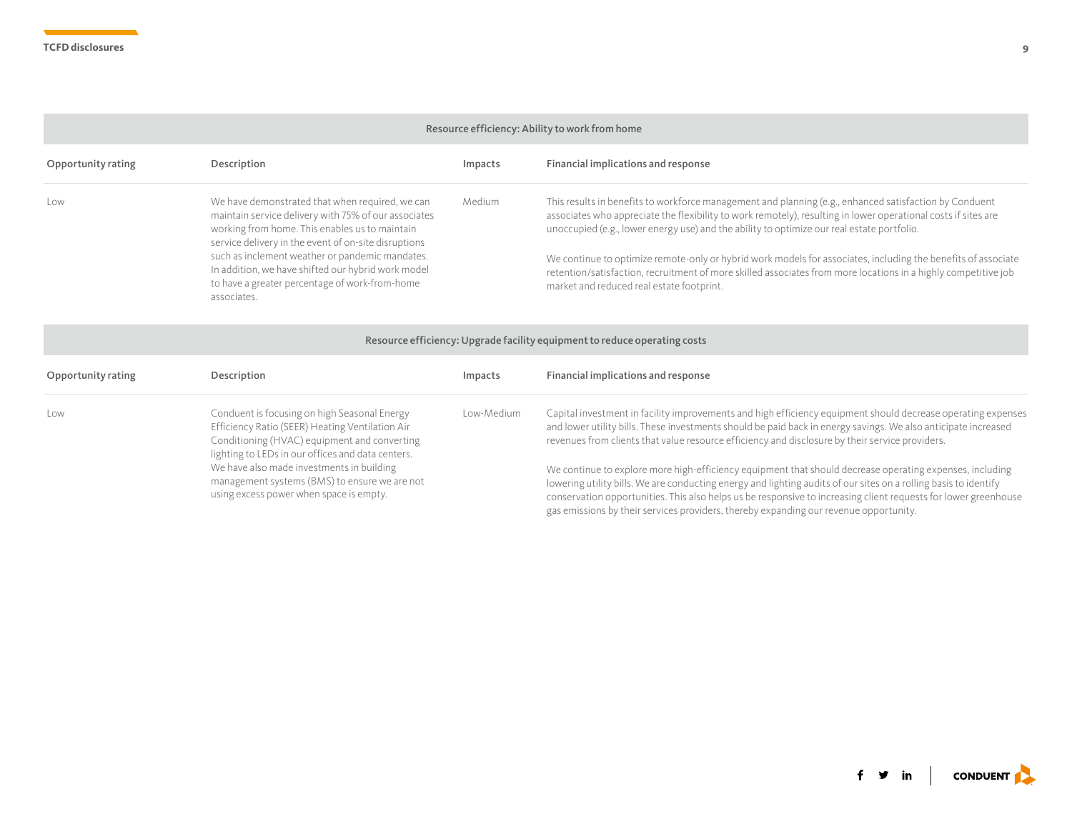| Resource efficiency: Ability to work from home | | | |
|---|---|---|---|
| **Opportunity rating** | **Description** | **Impacts** | **Financial implications and response** |
| Low | We have demonstrated that when required, we can maintain service delivery with 75% of our associates working from home. This enables us to maintain service delivery in the event of on-site disruptions such as inclement weather or pandemic mandates. In addition, we have shifted our hybrid work model to have a greater percentage of work-from-home associates. | Medium | This results in benefits to workforce management and planning (e.g., enhanced satisfaction by Conduent associates who appreciate the flexibility to work remotely), resulting in lower operational costs if sites are unoccupied (e.g., lower energy use) and the ability to optimize our real estate portfolio.<br><br>We continue to optimize remote-only or hybrid work models for associates, including the benefits of associate retention/satisfaction, recruitment of more skilled associates from more locations in a highly competitive job market and reduced real estate footprint. |

| Resource efficiency: Upgrade facility equipment to reduce operating costs | | | |
|---|---|---|---|
| **Opportunity rating** | **Description** | **Impacts** | **Financial implications and response** |
| Low | Conduent is focusing on high Seasonal Energy Efficiency Ratio (SEER) Heating Ventilation Air Conditioning (HVAC) equipment and converting lighting to LEDs in our offices and data centers. We have also made investments in building management systems (BMS) to ensure we are not using excess power when space is empty. | Low-Medium | Capital investment in facility improvements and high efficiency equipment should decrease operating expenses and lower utility bills. These investments should be paid back in energy savings. We also anticipate increased revenues from clients that value resource efficiency and disclosure by their service providers.<br><br>We continue to explore more high-efficiency equipment that should decrease operating expenses, including lowering utility bills. We are conducting energy and lighting audits of our sites on a rolling basis to identify conservation opportunities. This also helps us be responsive to increasing client requests for lower greenhouse gas emissions by their services providers, thereby expanding our revenue opportunity. |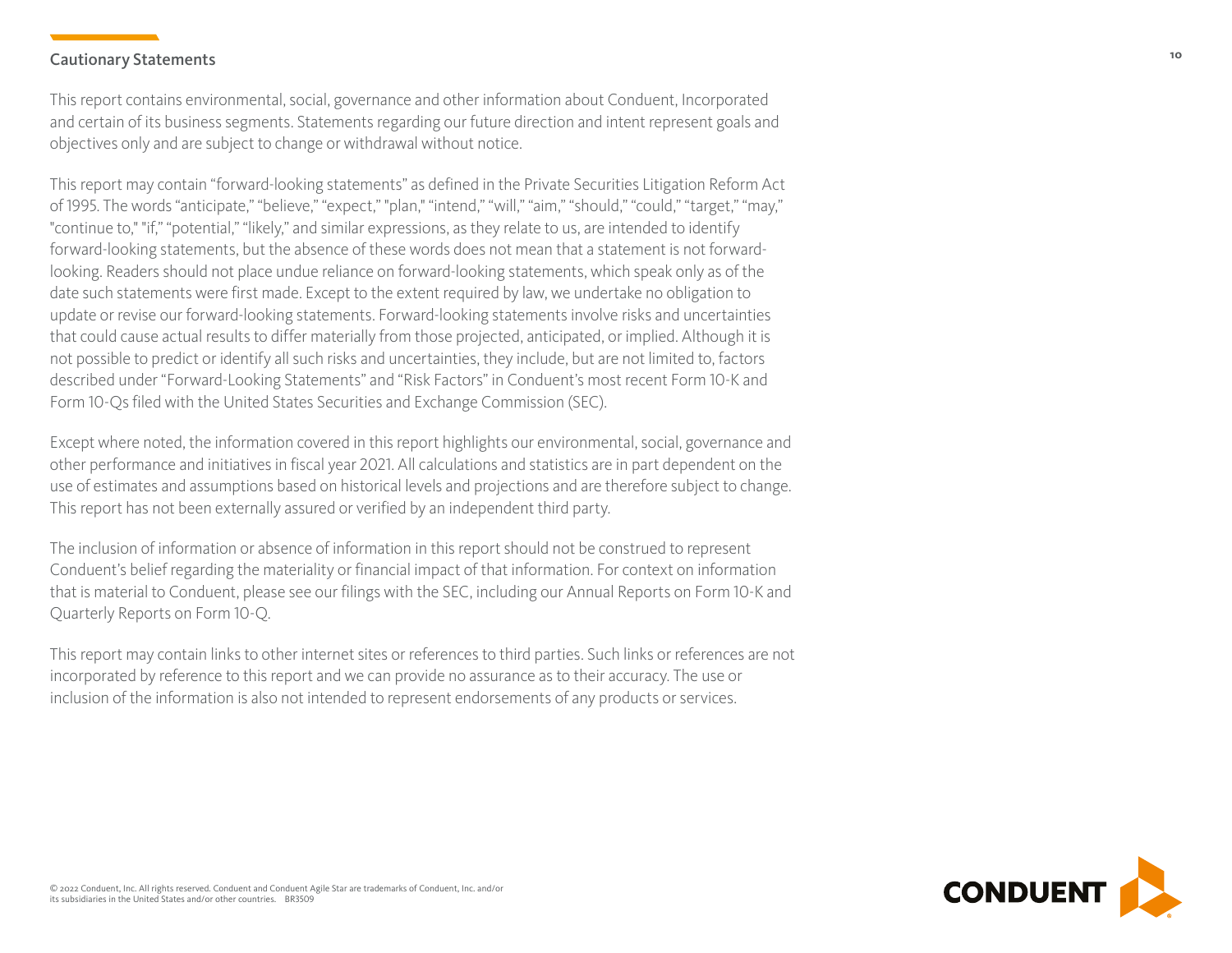## Cautionary Statements

This report contains environmental, social, governance and other information about Conduent, Incorporated and certain of its business segments. Statements regarding our future direction and intent represent goals and objectives only and are subject to change or withdrawal without notice.

This report may contain "forward-looking statements" as defined in the Private Securities Litigation Reform Act of 1995. The words "anticipate," "believe," "expect," "plan," "intend," "will," "aim," "should," "could," "target," "may," "continue to," "if," "potential," "likely," and similar expressions, as they relate to us, are intended to identify forward-looking statements, but the absence of these words does not mean that a statement is not forward-looking. Readers should not place undue reliance on forward-looking statements, which speak only as of the date such statements were first made. Except to the extent required by law, we undertake no obligation to update or revise our forward-looking statements. Forward-looking statements involve risks and uncertainties that could cause actual results to differ materially from those projected, anticipated, or implied. Although it is not possible to predict or identify all such risks and uncertainties, they include, but are not limited to, factors described under "Forward-Looking Statements" and "Risk Factors" in Conduent's most recent Form 10-K and Form 10-Qs filed with the United States Securities and Exchange Commission (SEC).

Except where noted, the information covered in this report highlights our environmental, social, governance and other performance and initiatives in fiscal year 2021. All calculations and statistics are in part dependent on the use of estimates and assumptions based on historical levels and projections and are therefore subject to change. This report has not been externally assured or verified by an independent third party.

The inclusion of information or absence of information in this report should not be construed to represent Conduent's belief regarding the materiality or financial impact of that information. For context on information that is material to Conduent, please see our filings with the SEC, including our Annual Reports on Form 10-K and Quarterly Reports on Form 10-Q.

This report may contain links to other internet sites or references to third parties. Such links or references are not incorporated by reference to this report and we can provide no assurance as to their accuracy. The use or inclusion of the information is also not intended to represent endorsements of any products or services.

© 2022 Conduent, Inc. All rights reserved. Conduent and Conduent Agile Star are trademarks of Conduent, Inc. and/or its subsidiaries in the United States and/or other countries. BR3509

CONDUENT